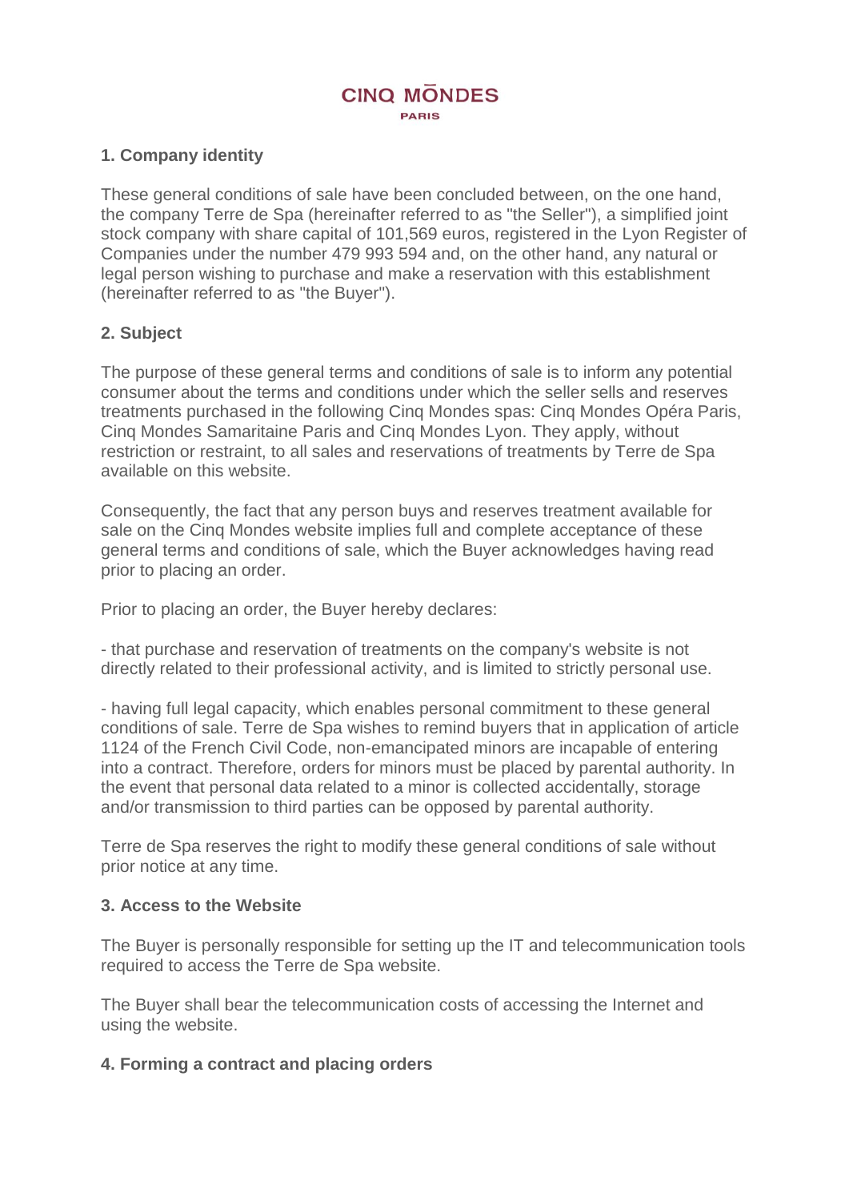CINQ MŌNDES
PARIS

## 1. Company identity

These general conditions of sale have been concluded between, on the one hand, the company Terre de Spa (hereinafter referred to as "the Seller"), a simplified joint stock company with share capital of 101,569 euros, registered in the Lyon Register of Companies under the number 479 993 594 and, on the other hand, any natural or legal person wishing to purchase and make a reservation with this establishment (hereinafter referred to as "the Buyer").

## 2. Subject

The purpose of these general terms and conditions of sale is to inform any potential consumer about the terms and conditions under which the seller sells and reserves treatments purchased in the following Cinq Mondes spas: Cinq Mondes Opéra Paris, Cinq Mondes Samaritaine Paris and Cinq Mondes Lyon. They apply, without restriction or restraint, to all sales and reservations of treatments by Terre de Spa available on this website.

Consequently, the fact that any person buys and reserves treatment available for sale on the Cinq Mondes website implies full and complete acceptance of these general terms and conditions of sale, which the Buyer acknowledges having read prior to placing an order.

Prior to placing an order, the Buyer hereby declares:

- that purchase and reservation of treatments on the company's website is not directly related to their professional activity, and is limited to strictly personal use.

- having full legal capacity, which enables personal commitment to these general conditions of sale. Terre de Spa wishes to remind buyers that in application of article 1124 of the French Civil Code, non-emancipated minors are incapable of entering into a contract. Therefore, orders for minors must be placed by parental authority. In the event that personal data related to a minor is collected accidentally, storage and/or transmission to third parties can be opposed by parental authority.

Terre de Spa reserves the right to modify these general conditions of sale without prior notice at any time.

## 3. Access to the Website

The Buyer is personally responsible for setting up the IT and telecommunication tools required to access the Terre de Spa website.

The Buyer shall bear the telecommunication costs of accessing the Internet and using the website.

## 4. Forming a contract and placing orders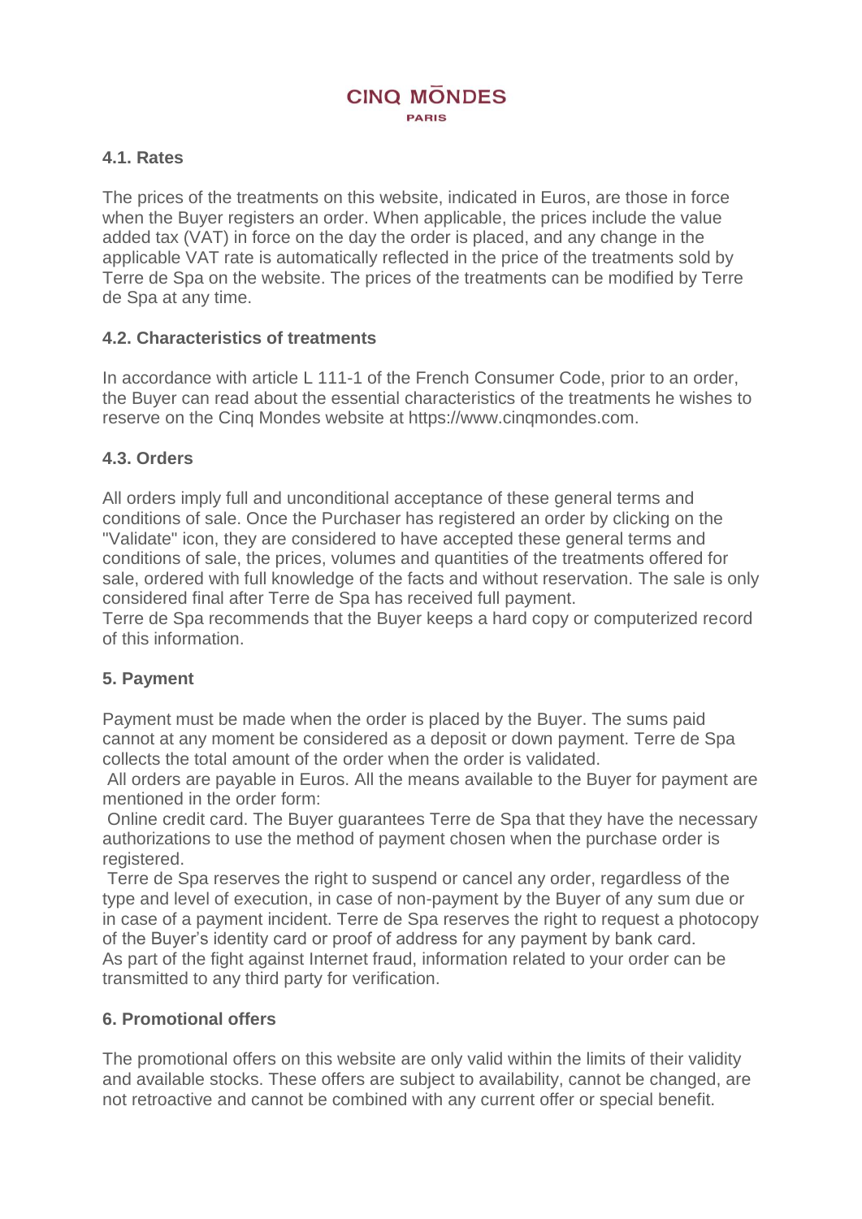### 4.1. Rates

The prices of the treatments on this website, indicated in Euros, are those in force when the Buyer registers an order. When applicable, the prices include the value added tax (VAT) in force on the day the order is placed, and any change in the applicable VAT rate is automatically reflected in the price of the treatments sold by Terre de Spa on the website. The prices of the treatments can be modified by Terre de Spa at any time.

### 4.2. Characteristics of treatments

In accordance with article L 111-1 of the French Consumer Code, prior to an order, the Buyer can read about the essential characteristics of the treatments he wishes to reserve on the Cinq Mondes website at https://www.cinqmondes.com.

### 4.3. Orders

All orders imply full and unconditional acceptance of these general terms and conditions of sale. Once the Purchaser has registered an order by clicking on the "Validate" icon, they are considered to have accepted these general terms and conditions of sale, the prices, volumes and quantities of the treatments offered for sale, ordered with full knowledge of the facts and without reservation. The sale is only considered final after Terre de Spa has received full payment.
Terre de Spa recommends that the Buyer keeps a hard copy or computerized record of this information.

## 5. Payment

Payment must be made when the order is placed by the Buyer. The sums paid cannot at any moment be considered as a deposit or down payment. Terre de Spa collects the total amount of the order when the order is validated.
All orders are payable in Euros. All the means available to the Buyer for payment are mentioned in the order form:
Online credit card. The Buyer guarantees Terre de Spa that they have the necessary authorizations to use the method of payment chosen when the purchase order is registered.
Terre de Spa reserves the right to suspend or cancel any order, regardless of the type and level of execution, in case of non-payment by the Buyer of any sum due or in case of a payment incident. Terre de Spa reserves the right to request a photocopy of the Buyer's identity card or proof of address for any payment by bank card.
As part of the fight against Internet fraud, information related to your order can be transmitted to any third party for verification.

## 6. Promotional offers

The promotional offers on this website are only valid within the limits of their validity and available stocks. These offers are subject to availability, cannot be changed, are not retroactive and cannot be combined with any current offer or special benefit.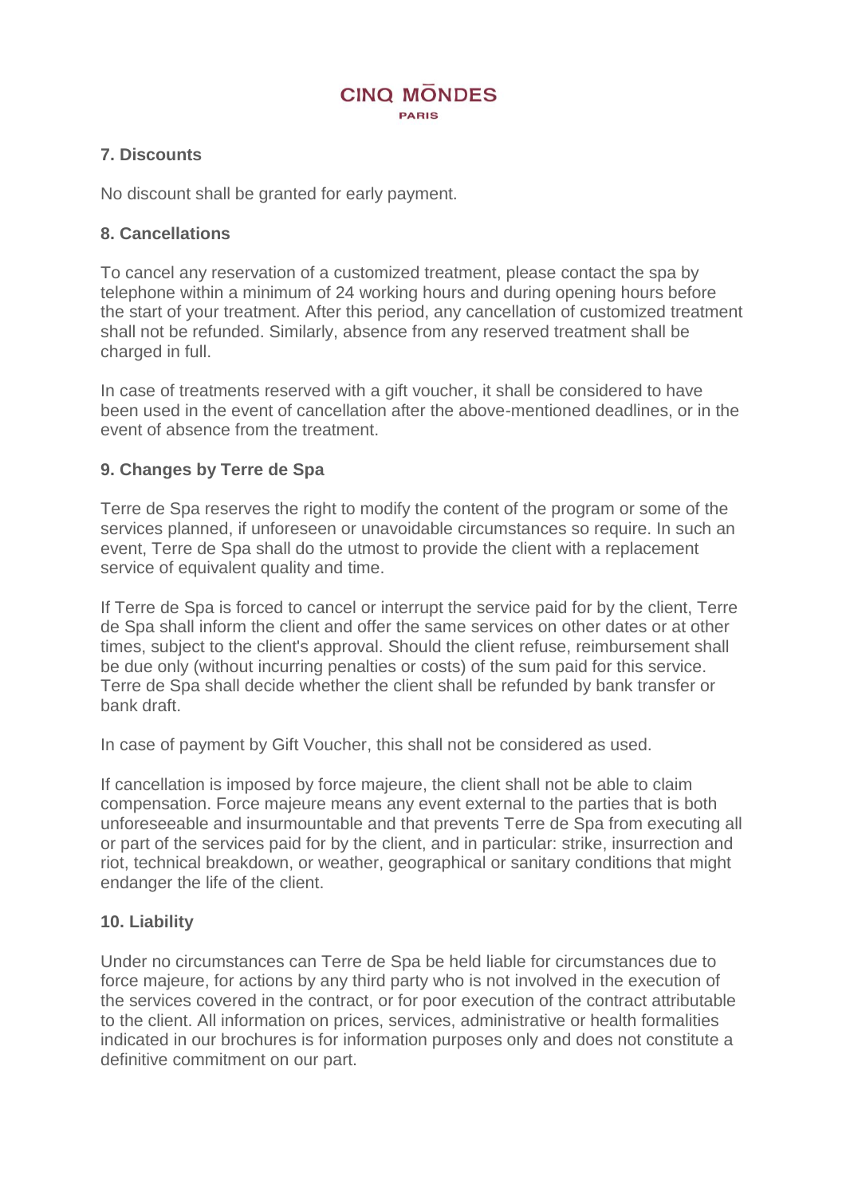### 7. Discounts

No discount shall be granted for early payment.

### 8. Cancellations

To cancel any reservation of a customized treatment, please contact the spa by telephone within a minimum of 24 working hours and during opening hours before the start of your treatment. After this period, any cancellation of customized treatment shall not be refunded. Similarly, absence from any reserved treatment shall be charged in full.

In case of treatments reserved with a gift voucher, it shall be considered to have been used in the event of cancellation after the above-mentioned deadlines, or in the event of absence from the treatment.

### 9. Changes by Terre de Spa

Terre de Spa reserves the right to modify the content of the program or some of the services planned, if unforeseen or unavoidable circumstances so require. In such an event, Terre de Spa shall do the utmost to provide the client with a replacement service of equivalent quality and time.

If Terre de Spa is forced to cancel or interrupt the service paid for by the client, Terre de Spa shall inform the client and offer the same services on other dates or at other times, subject to the client's approval. Should the client refuse, reimbursement shall be due only (without incurring penalties or costs) of the sum paid for this service. Terre de Spa shall decide whether the client shall be refunded by bank transfer or bank draft.

In case of payment by Gift Voucher, this shall not be considered as used.

If cancellation is imposed by force majeure, the client shall not be able to claim compensation. Force majeure means any event external to the parties that is both unforeseeable and insurmountable and that prevents Terre de Spa from executing all or part of the services paid for by the client, and in particular: strike, insurrection and riot, technical breakdown, or weather, geographical or sanitary conditions that might endanger the life of the client.

### 10. Liability

Under no circumstances can Terre de Spa be held liable for circumstances due to force majeure, for actions by any third party who is not involved in the execution of the services covered in the contract, or for poor execution of the contract attributable to the client. All information on prices, services, administrative or health formalities indicated in our brochures is for information purposes only and does not constitute a definitive commitment on our part.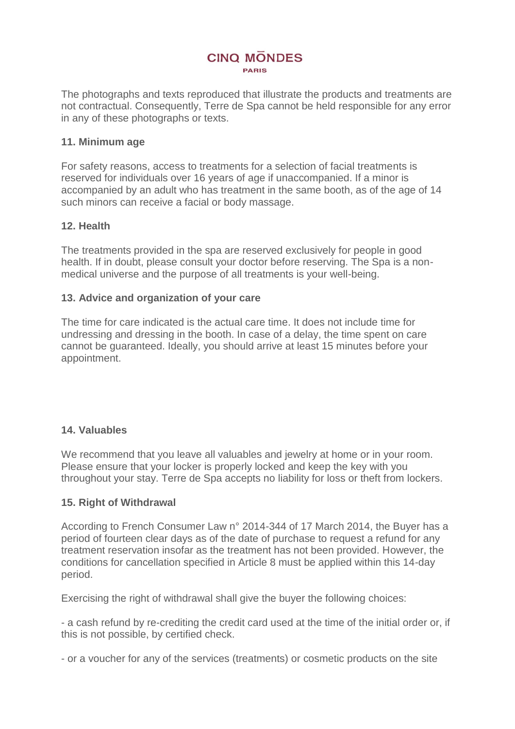The photographs and texts reproduced that illustrate the products and treatments are not contractual. Consequently, Terre de Spa cannot be held responsible for any error in any of these photographs or texts.

**11. Minimum age**

For safety reasons, access to treatments for a selection of facial treatments is reserved for individuals over 16 years of age if unaccompanied. If a minor is accompanied by an adult who has treatment in the same booth, as of the age of 14 such minors can receive a facial or body massage.

**12. Health**

The treatments provided in the spa are reserved exclusively for people in good health. If in doubt, please consult your doctor before reserving. The Spa is a non-medical universe and the purpose of all treatments is your well-being.

**13. Advice and organization of your care**

The time for care indicated is the actual care time. It does not include time for undressing and dressing in the booth. In case of a delay, the time spent on care cannot be guaranteed. Ideally, you should arrive at least 15 minutes before your appointment.

**14. Valuables**

We recommend that you leave all valuables and jewelry at home or in your room. Please ensure that your locker is properly locked and keep the key with you throughout your stay. Terre de Spa accepts no liability for loss or theft from lockers.

**15. Right of Withdrawal**

According to French Consumer Law n° 2014-344 of 17 March 2014, the Buyer has a period of fourteen clear days as of the date of purchase to request a refund for any treatment reservation insofar as the treatment has not been provided. However, the conditions for cancellation specified in Article 8 must be applied within this 14-day period.

Exercising the right of withdrawal shall give the buyer the following choices:

- a cash refund by re-crediting the credit card used at the time of the initial order or, if this is not possible, by certified check.

- or a voucher for any of the services (treatments) or cosmetic products on the site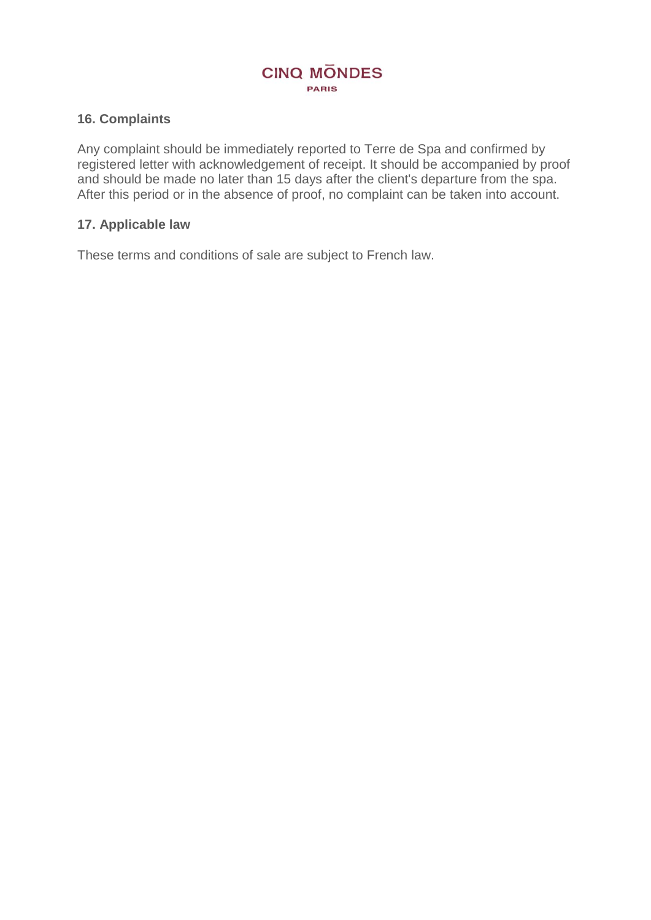## 16. Complaints

Any complaint should be immediately reported to Terre de Spa and confirmed by registered letter with acknowledgement of receipt. It should be accompanied by proof and should be made no later than 15 days after the client's departure from the spa. After this period or in the absence of proof, no complaint can be taken into account.

## 17. Applicable law

These terms and conditions of sale are subject to French law.